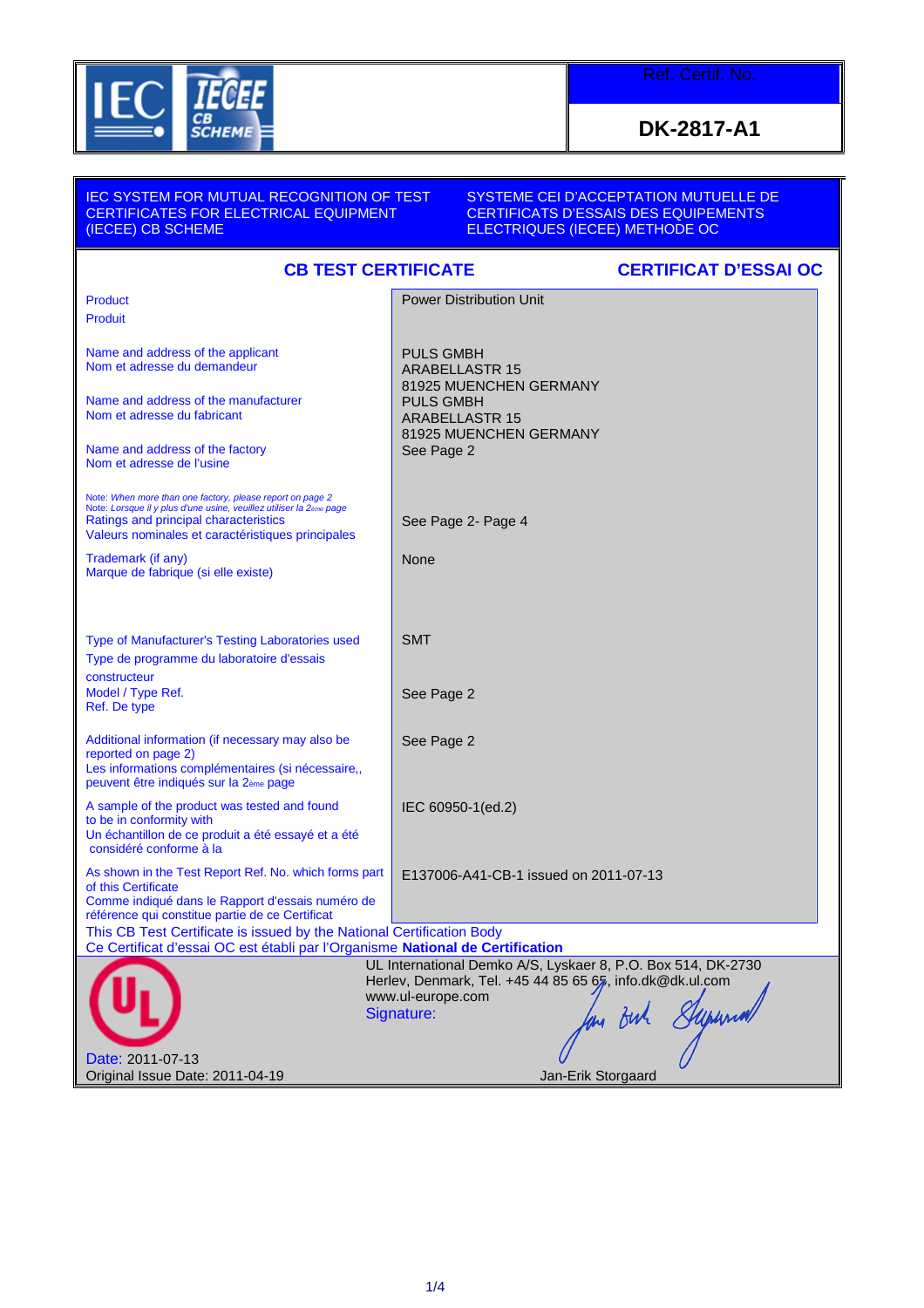Ref. Certif. No.

**DK-2817-A1**

| IEC SYSTEM FOR MUTUAL RECOGNITION OF TEST CERTIFICATES FOR ELECTRICAL EQUIPMENT (IECEE) CB SCHEME | SYSTEME CEI D'ACCEPTATION MUTUELLE DE CERTIFICATS D'ESSAIS DES EQUIPEMENTS ELECTRIQUES (IECEE) METHODE OC |
|---|---|

## CB TEST CERTIFICATE — CERTIFICAT D'ESSAI OC

| | |
|---|---|
| Product<br>Produit | Power Distribution Unit |
| Name and address of the applicant<br>Nom et adresse du demandeur | PULS GMBH<br>ARABELLASTR 15<br>81925 MUENCHEN GERMANY |
| Name and address of the manufacturer<br>Nom et adresse du fabricant | PULS GMBH<br>ARABELLASTR 15<br>81925 MUENCHEN GERMANY |
| Name and address of the factory<br>Nom et adresse de l'usine<br>Note: *When more than one factory, please report on page 2*<br>Note: *Lorsque il y plus d'une usine, veuillez utiliser la 2ème page* | See Page 2 |
| Ratings and principal characteristics<br>Valeurs nominales et caractéristiques principales | See Page 2- Page 4 |
| Trademark (if any)<br>Marque de fabrique (si elle existe) | None |
| Type of Manufacturer's Testing Laboratories used<br>Type de programme du laboratoire d'essais constructeur | SMT |
| Model / Type Ref.<br>Ref. De type | See Page 2 |
| Additional information (if necessary may also be reported on page 2)<br>Les informations complémentaires (si nécessaire,, peuvent être indiqués sur la 2ème page | See Page 2 |
| A sample of the product was tested and found to be in conformity with<br>Un échantillon de ce produit a été essayé et a été considéré conforme à la | IEC 60950-1(ed.2) |
| As shown in the Test Report Ref. No. which forms part of this Certificate<br>Comme indiqué dans le Rapport d'essais numéro de référence qui constitue partie de ce Certificat | E137006-A41-CB-1 issued on 2011-07-13 |

This CB Test Certificate is issued by the National Certification Body
Ce Certificat d'essai OC est établi par l'Organisme **National de Certification**

UL International Demko A/S, Lyskaer 8, P.O. Box 514, DK-2730 Herlev, Denmark, Tel. +45 44 85 65 65, info.dk@dk.ul.com
www.ul-europe.com

Signature:

Jan-Erik Storgaard

Date: 2011-07-13
Original Issue Date: 2011-04-19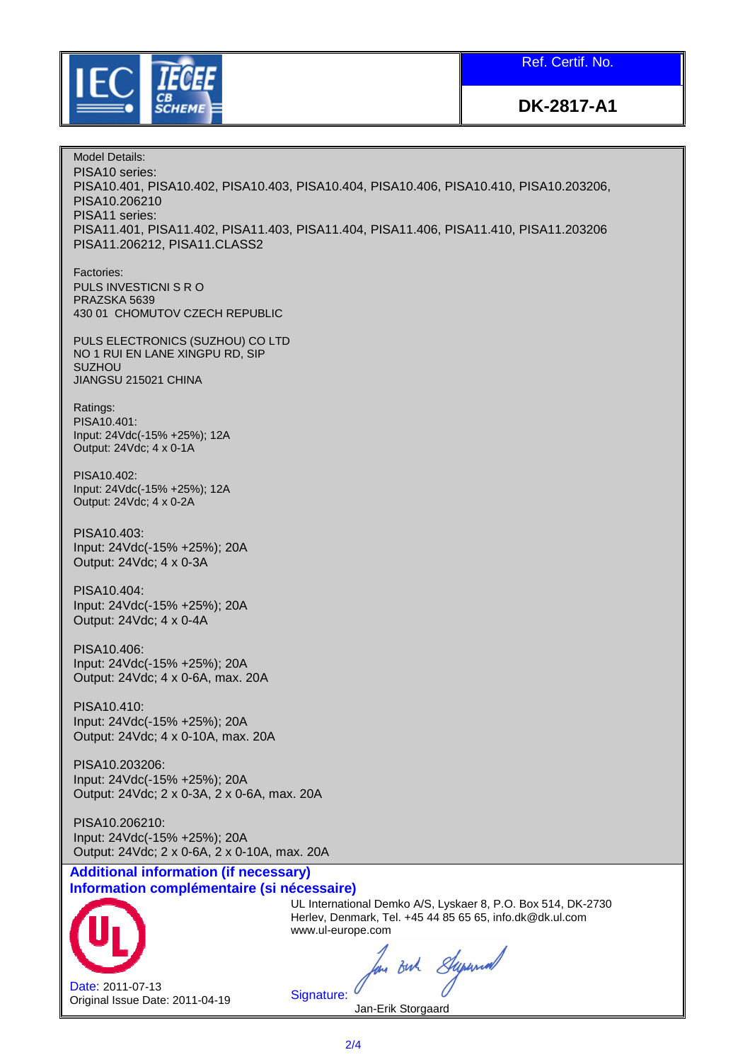Ref. Certif. No.

**DK-2817-A1**

Model Details:

PISA10 series:
PISA10.401, PISA10.402, PISA10.403, PISA10.404, PISA10.406, PISA10.410, PISA10.203206, PISA10.206210

PISA11 series:
PISA11.401, PISA11.402, PISA11.403, PISA11.404, PISA11.406, PISA11.410, PISA11.203206 PISA11.206212, PISA11.CLASS2

Factories:

PULS INVESTICNI S R O
PRAZSKA 5639
430 01 CHOMUTOV CZECH REPUBLIC

PULS ELECTRONICS (SUZHOU) CO LTD
NO 1 RUI EN LANE XINGPU RD, SIP
SUZHOU
JIANGSU 215021 CHINA

Ratings:

PISA10.401:
Input: 24Vdc(-15% +25%); 12A
Output: 24Vdc; 4 x 0-1A

PISA10.402:
Input: 24Vdc(-15% +25%); 12A
Output: 24Vdc; 4 x 0-2A

PISA10.403:
Input: 24Vdc(-15% +25%); 20A
Output: 24Vdc; 4 x 0-3A

PISA10.404:
Input: 24Vdc(-15% +25%); 20A
Output: 24Vdc; 4 x 0-4A

PISA10.406:
Input: 24Vdc(-15% +25%); 20A
Output: 24Vdc; 4 x 0-6A, max. 20A

PISA10.410:
Input: 24Vdc(-15% +25%); 20A
Output: 24Vdc; 4 x 0-10A, max. 20A

PISA10.203206:
Input: 24Vdc(-15% +25%); 20A
Output: 24Vdc; 2 x 0-3A, 2 x 0-6A, max. 20A

PISA10.206210:
Input: 24Vdc(-15% +25%); 20A
Output: 24Vdc; 2 x 0-6A, 2 x 0-10A, max. 20A

**Additional information (if necessary)**
**Information complémentaire (si nécessaire)**

UL International Demko A/S, Lyskaer 8, P.O. Box 514, DK-2730 Herlev, Denmark, Tel. +45 44 85 65 65, info.dk@dk.ul.com
www.ul-europe.com

Date: 2011-07-13
Original Issue Date: 2011-04-19

Signature:
Jan-Erik Storgaard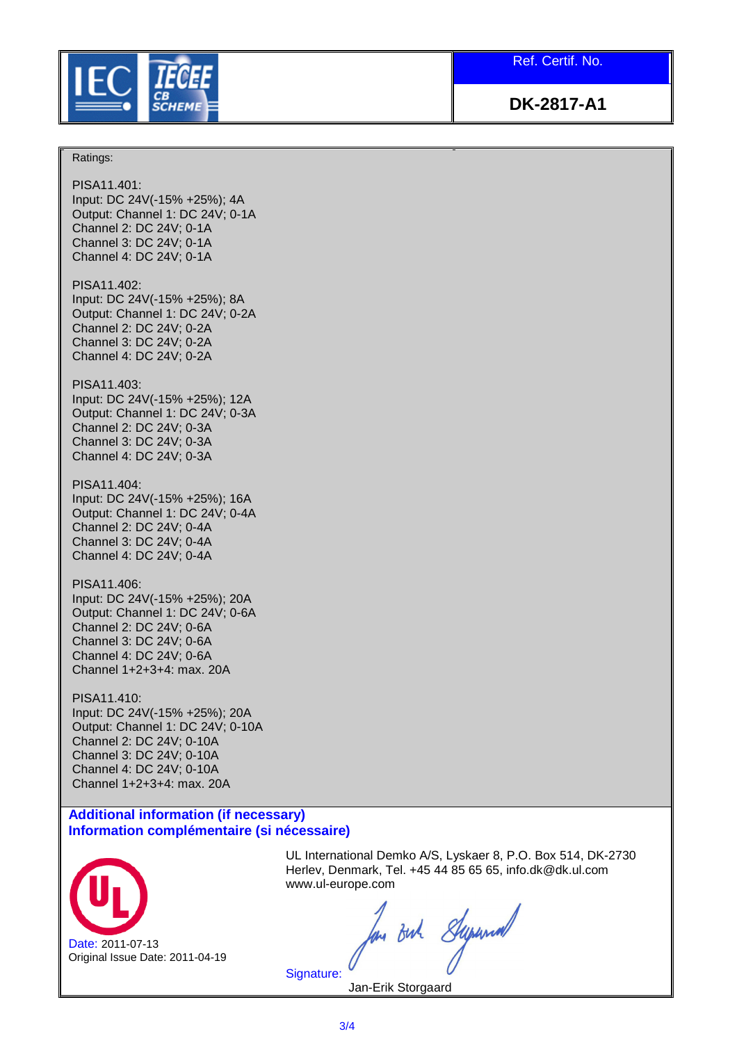Ref. Certif. No.

**DK-2817-A1**

Ratings:

PISA11.401:
Input: DC 24V(-15% +25%); 4A
Output: Channel 1: DC 24V; 0-1A
Channel 2: DC 24V; 0-1A
Channel 3: DC 24V; 0-1A
Channel 4: DC 24V; 0-1A

PISA11.402:
Input: DC 24V(-15% +25%); 8A
Output: Channel 1: DC 24V; 0-2A
Channel 2: DC 24V; 0-2A
Channel 3: DC 24V; 0-2A
Channel 4: DC 24V; 0-2A

PISA11.403:
Input: DC 24V(-15% +25%); 12A
Output: Channel 1: DC 24V; 0-3A
Channel 2: DC 24V; 0-3A
Channel 3: DC 24V; 0-3A
Channel 4: DC 24V; 0-3A

PISA11.404:
Input: DC 24V(-15% +25%); 16A
Output: Channel 1: DC 24V; 0-4A
Channel 2: DC 24V; 0-4A
Channel 3: DC 24V; 0-4A
Channel 4: DC 24V; 0-4A

PISA11.406:
Input: DC 24V(-15% +25%); 20A
Output: Channel 1: DC 24V; 0-6A
Channel 2: DC 24V; 0-6A
Channel 3: DC 24V; 0-6A
Channel 4: DC 24V; 0-6A
Channel 1+2+3+4: max. 20A

PISA11.410:
Input: DC 24V(-15% +25%); 20A
Output: Channel 1: DC 24V; 0-10A
Channel 2: DC 24V; 0-10A
Channel 3: DC 24V; 0-10A
Channel 4: DC 24V; 0-10A
Channel 1+2+3+4: max. 20A

**Additional information (if necessary)**
**Information complémentaire (si nécessaire)**

UL International Demko A/S, Lyskaer 8, P.O. Box 514, DK-2730 Herlev, Denmark, Tel. +45 44 85 65 65, info.dk@dk.ul.com
www.ul-europe.com

Date: 2011-07-13
Original Issue Date: 2011-04-19

Signature:
Jan-Erik Storgaard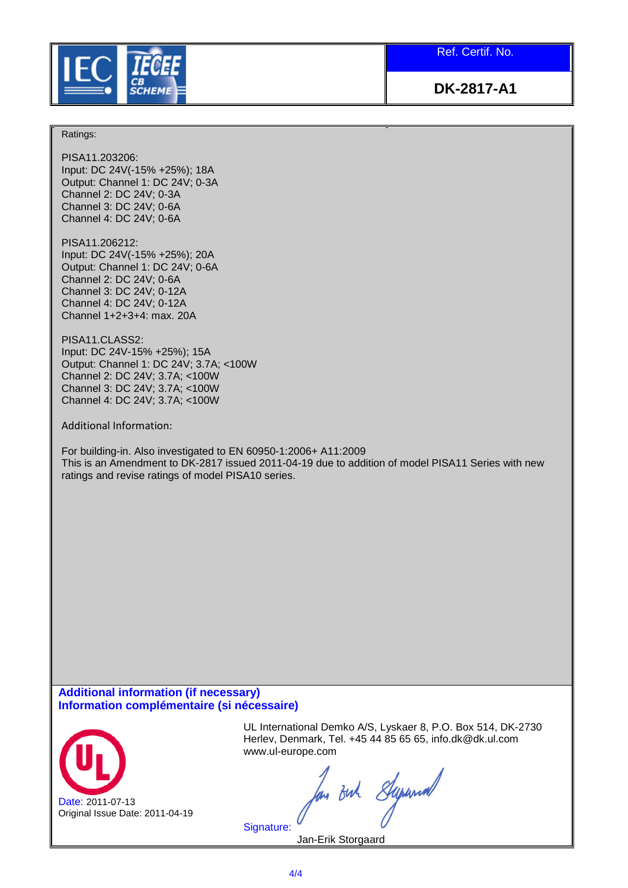IEC IECEE CB SCHEME

Ref. Certif. No.

**DK-2817-A1**

Ratings:

PISA11.203206:
Input: DC 24V(-15% +25%); 18A
Output: Channel 1: DC 24V; 0-3A
Channel 2: DC 24V; 0-3A
Channel 3: DC 24V; 0-6A
Channel 4: DC 24V; 0-6A

PISA11.206212:
Input: DC 24V(-15% +25%); 20A
Output: Channel 1: DC 24V; 0-6A
Channel 2: DC 24V; 0-6A
Channel 3: DC 24V; 0-12A
Channel 4: DC 24V; 0-12A
Channel 1+2+3+4: max. 20A

PISA11.CLASS2:
Input: DC 24V-15% +25%); 15A
Output: Channel 1: DC 24V; 3.7A; <100W
Channel 2: DC 24V; 3.7A; <100W
Channel 3: DC 24V; 3.7A; <100W
Channel 4: DC 24V; 3.7A; <100W

Additional Information:

For building-in. Also investigated to EN 60950-1:2006+ A11:2009
This is an Amendment to DK-2817 issued 2011-04-19 due to addition of model PISA11 Series with new ratings and revise ratings of model PISA10 series.

**Additional information (if necessary)**
**Information complémentaire (si nécessaire)**

UL International Demko A/S, Lyskaer 8, P.O. Box 514, DK-2730 Herlev, Denmark, Tel. +45 44 85 65 65, info.dk@dk.ul.com
www.ul-europe.com

Date: 2011-07-13
Original Issue Date: 2011-04-19

Signature:

Jan-Erik Storgaard